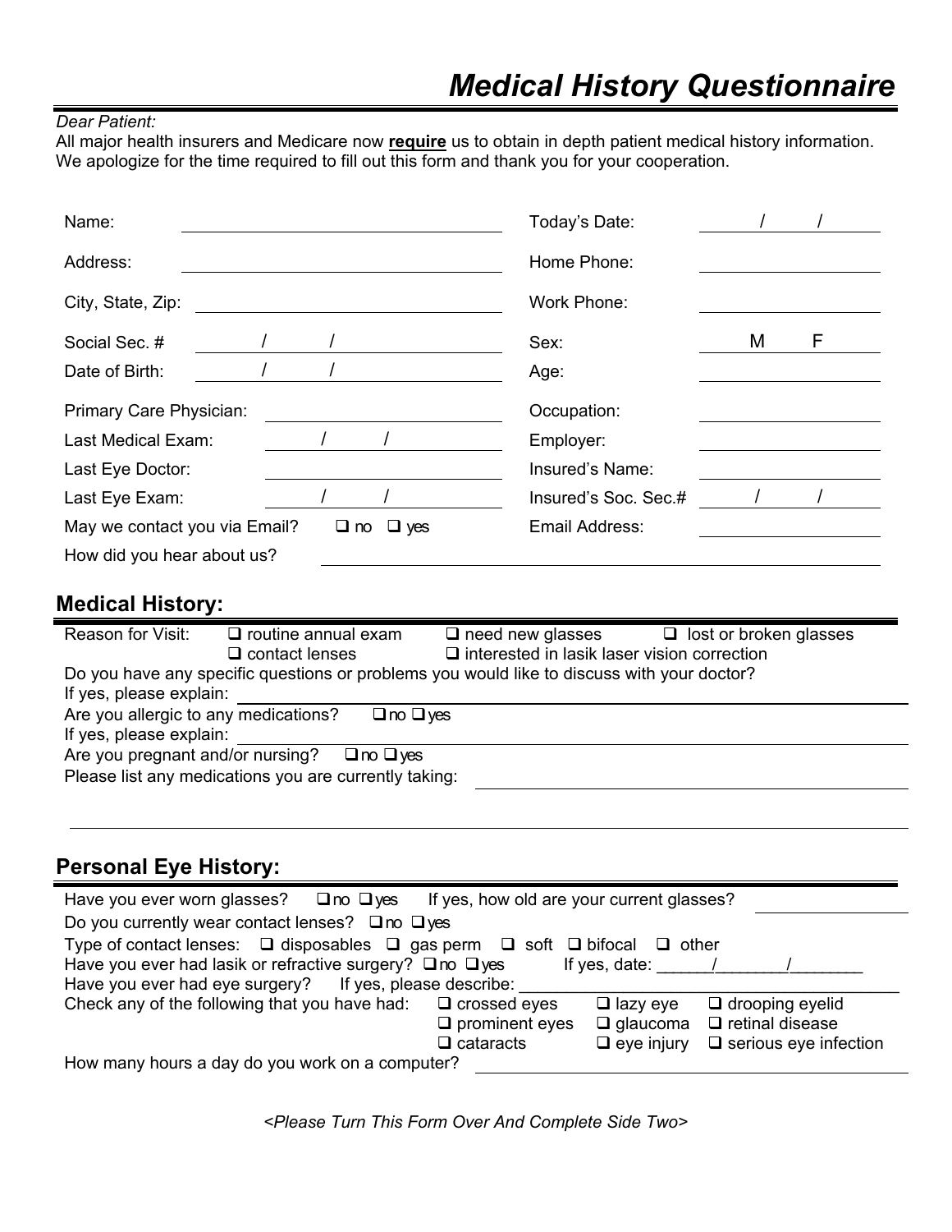# Medical History Questionnaire

*Dear Patient:*

All major health insurers and Medicare now **require** us to obtain in depth patient medical history information. We apologize for the time required to fill out this form and thank you for your cooperation.

| | | | |
|---|---|---|---|
| Name: | | Today's Date: | / / |
| Address: | | Home Phone: | |
| City, State, Zip: | | Work Phone: | |
| Social Sec. # | / / | Sex: | M F |
| Date of Birth: | / / | Age: | |
| Primary Care Physician: | | Occupation: | |
| Last Medical Exam: | / / | Employer: | |
| Last Eye Doctor: | | Insured's Name: | |
| Last Eye Exam: | / / | Insured's Soc. Sec.# | / / |
| May we contact you via Email? | ❑ no ❑ yes | Email Address: | |

How did you hear about us? ______________________

## Medical History:

Reason for Visit: ❑ routine annual exam ❑ need new glasses ❑ lost or broken glasses ❑ contact lenses ❑ interested in lasik laser vision correction

Do you have any specific questions or problems you would like to discuss with your doctor?

If yes, please explain: ______________________

Are you allergic to any medications? ❑ no ❑ yes

If yes, please explain: ______________________

Are you pregnant and/or nursing? ❑ no ❑ yes

Please list any medications you are currently taking: ______________________

______________________

## Personal Eye History:

Have you ever worn glasses? ❑ no ❑ yes If yes, how old are your current glasses? ______________________

Do you currently wear contact lenses? ❑ no ❑ yes

Type of contact lenses: ❑ disposables ❑ gas perm ❑ soft ❑ bifocal ❑ other

Have you ever had lasik or refractive surgery? ❑ no ❑ yes If yes, date: ______/________/________

Have you ever had eye surgery? If yes, please describe: ______________________

Check any of the following that you have had: ❑ crossed eyes ❑ lazy eye ❑ drooping eyelid ❑ prominent eyes ❑ glaucoma ❑ retinal disease ❑ cataracts ❑ eye injury ❑ serious eye infection

How many hours a day do you work on a computer? ______________________

*<Please Turn This Form Over And Complete Side Two>*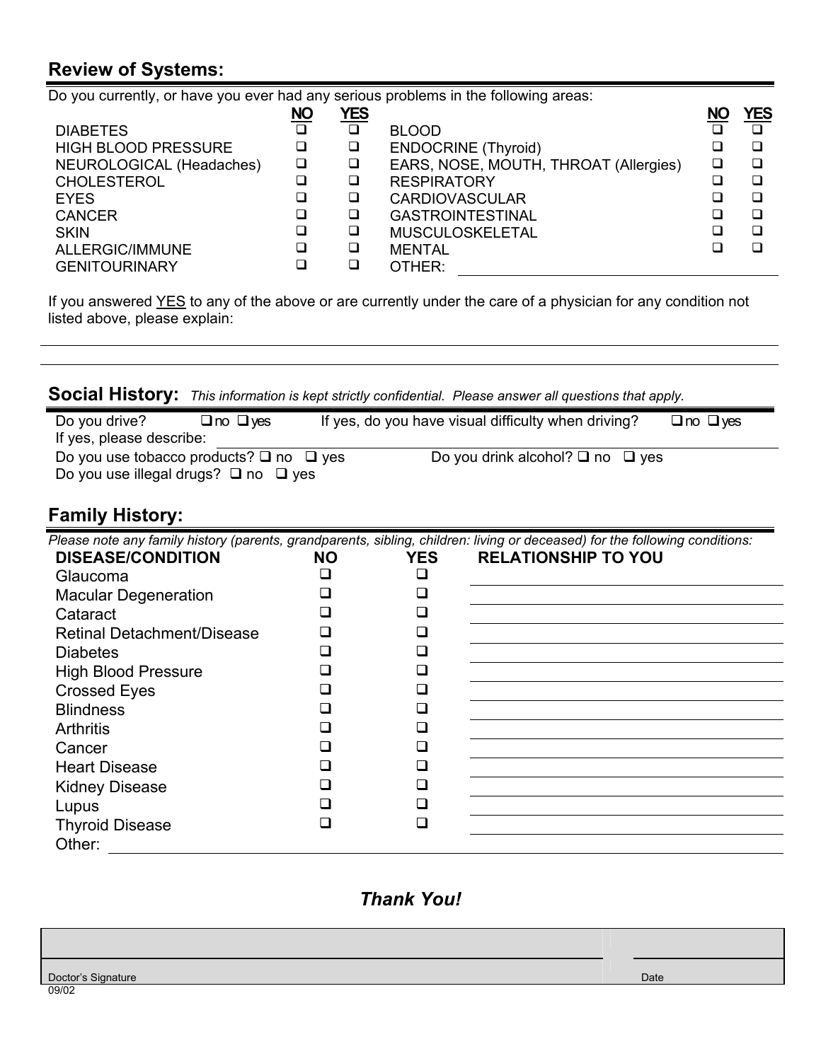## Review of Systems:

Do you currently, or have you ever had any serious problems in the following areas:

| | NO | YES | | NO | YES |
|---|---|---|---|---|---|
| DIABETES | ❑ | ❑ | BLOOD | ❑ | ❑ |
| HIGH BLOOD PRESSURE | ❑ | ❑ | ENDOCRINE (Thyroid) | ❑ | ❑ |
| NEUROLOGICAL (Headaches) | ❑ | ❑ | EARS, NOSE, MOUTH, THROAT (Allergies) | ❑ | ❑ |
| CHOLESTEROL | ❑ | ❑ | RESPIRATORY | ❑ | ❑ |
| EYES | ❑ | ❑ | CARDIOVASCULAR | ❑ | ❑ |
| CANCER | ❑ | ❑ | GASTROINTESTINAL | ❑ | ❑ |
| SKIN | ❑ | ❑ | MUSCULOSKELETAL | ❑ | ❑ |
| ALLERGIC/IMMUNE | ❑ | ❑ | MENTAL | ❑ | ❑ |
| GENITOURINARY | ❑ | ❑ | OTHER: ______ | | |

If you answered YES to any of the above or are currently under the care of a physician for any condition not listed above, please explain:

______________________________________________________________________

______________________________________________________________________

## Social History: *This information is kept strictly confidential. Please answer all questions that apply.*

Do you drive? ❑ no ❑ yes  If yes, do you have visual difficulty when driving? ❑ no ❑ yes

If yes, please describe: ______________________________

Do you use tobacco products? ❑ no ❑ yes  Do you drink alcohol? ❑ no ❑ yes

Do you use illegal drugs? ❑ no ❑ yes

## Family History:

*Please note any family history (parents, grandparents, sibling, children: living or deceased) for the following conditions:*

| DISEASE/CONDITION | NO | YES | RELATIONSHIP TO YOU |
|---|---|---|---|
| Glaucoma | ❑ | ❑ | |
| Macular Degeneration | ❑ | ❑ | |
| Cataract | ❑ | ❑ | |
| Retinal Detachment/Disease | ❑ | ❑ | |
| Diabetes | ❑ | ❑ | |
| High Blood Pressure | ❑ | ❑ | |
| Crossed Eyes | ❑ | ❑ | |
| Blindness | ❑ | ❑ | |
| Arthritis | ❑ | ❑ | |
| Cancer | ❑ | ❑ | |
| Heart Disease | ❑ | ❑ | |
| Kidney Disease | ❑ | ❑ | |
| Lupus | ❑ | ❑ | |
| Thyroid Disease | ❑ | ❑ | |
| Other: | | | |

### *Thank You!*

| | |
|---|---|
| Doctor's Signature | Date |

09/02